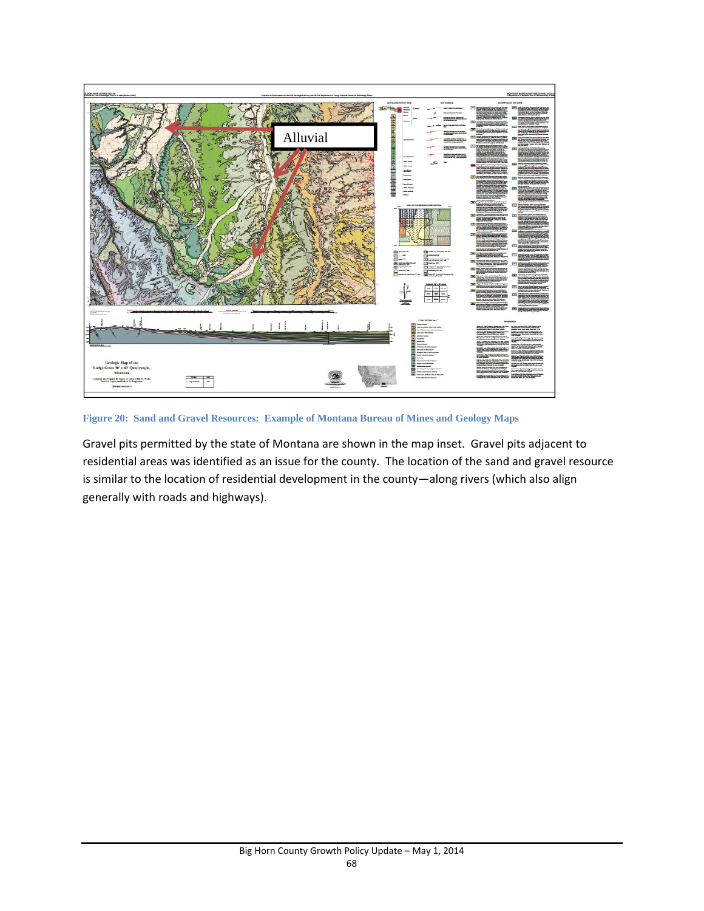Figure 20: Sand and Gravel Resources: Example of Montana Bureau of Mines and Geology Maps

Gravel pits permitted by the state of Montana are shown in the map inset. Gravel pits adjacent to residential areas was identified as an issue for the county. The location of the sand and gravel resource is similar to the location of residential development in the county—along rivers (which also align generally with roads and highways).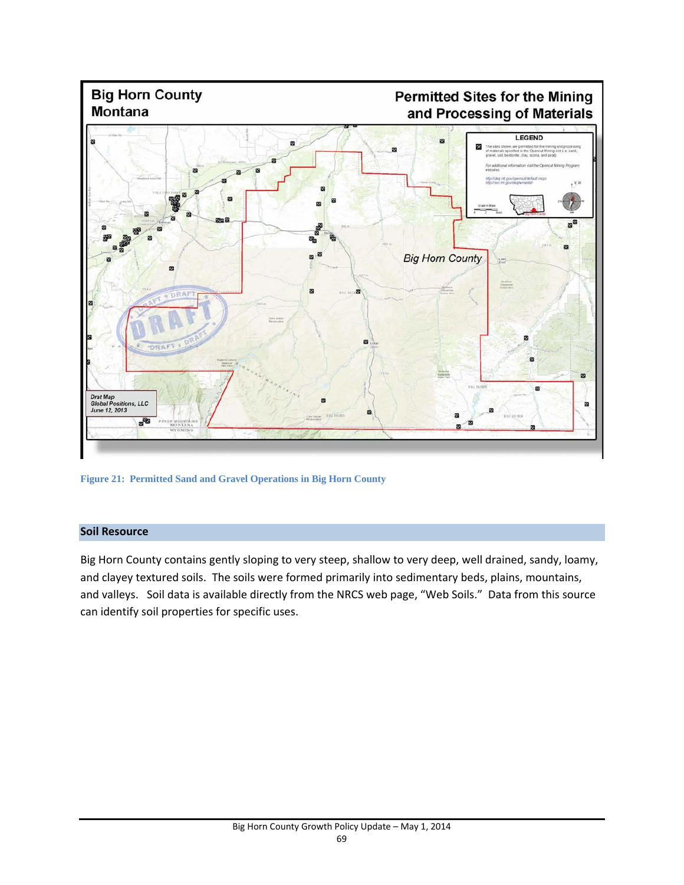Figure 21: Permitted Sand and Gravel Operations in Big Horn County

## Soil Resource

Big Horn County contains gently sloping to very steep, shallow to very deep, well drained, sandy, loamy, and clayey textured soils. The soils were formed primarily into sedimentary beds, plains, mountains, and valleys. Soil data is available directly from the NRCS web page, "Web Soils." Data from this source can identify soil properties for specific uses.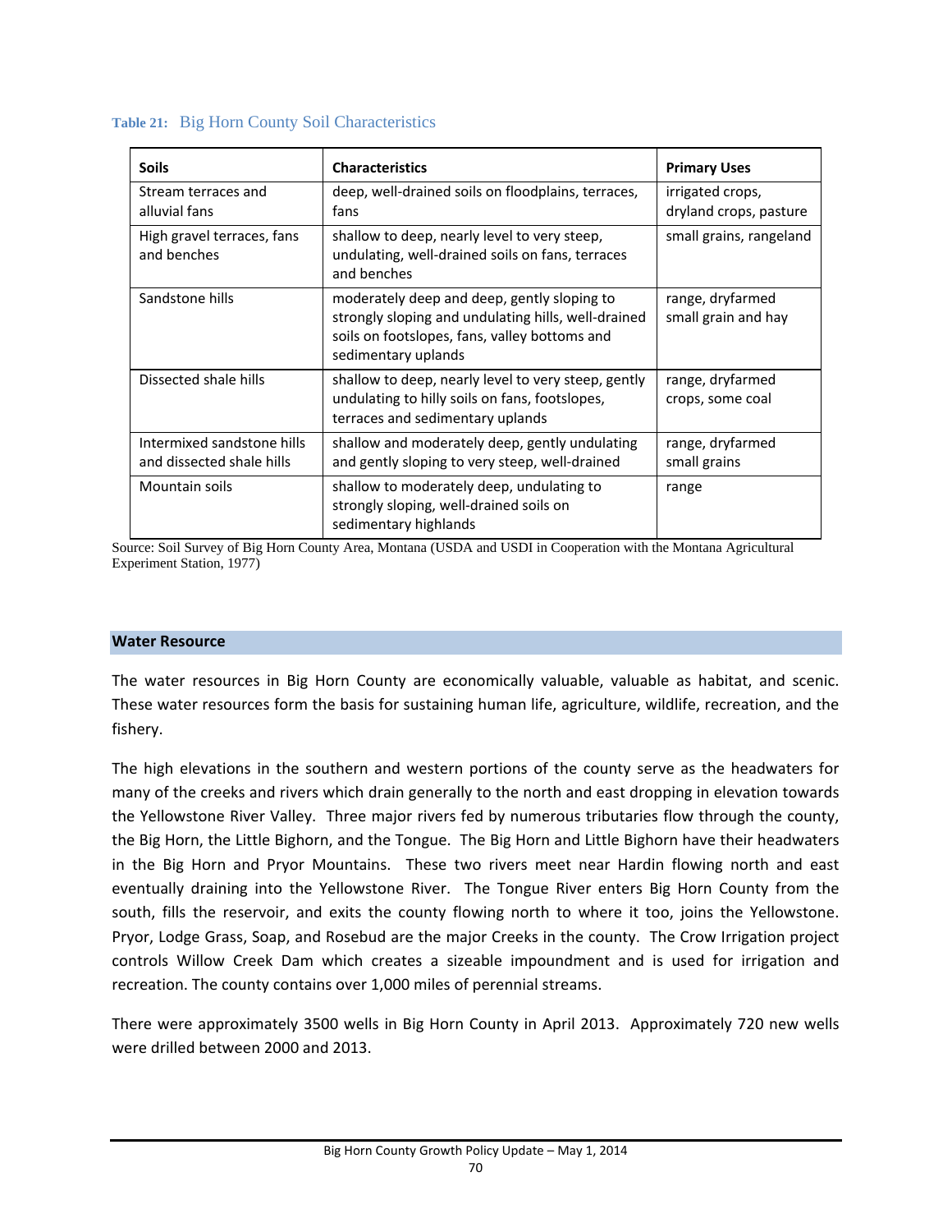**Table 21:** Big Horn County Soil Characteristics

| Soils | Characteristics | Primary Uses |
|---|---|---|
| Stream terraces and alluvial fans | deep, well-drained soils on floodplains, terraces, fans | irrigated crops, dryland crops, pasture |
| High gravel terraces, fans and benches | shallow to deep, nearly level to very steep, undulating, well-drained soils on fans, terraces and benches | small grains, rangeland |
| Sandstone hills | moderately deep and deep, gently sloping to strongly sloping and undulating hills, well-drained soils on footslopes, fans, valley bottoms and sedimentary uplands | range, dryfarmed small grain and hay |
| Dissected shale hills | shallow to deep, nearly level to very steep, gently undulating to hilly soils on fans, footslopes, terraces and sedimentary uplands | range, dryfarmed crops, some coal |
| Intermixed sandstone hills and dissected shale hills | shallow and moderately deep, gently undulating and gently sloping to very steep, well-drained | range, dryfarmed small grains |
| Mountain soils | shallow to moderately deep, undulating to strongly sloping, well-drained soils on sedimentary highlands | range |

Source: Soil Survey of Big Horn County Area, Montana (USDA and USDI in Cooperation with the Montana Agricultural Experiment Station, 1977)

## Water Resource

The water resources in Big Horn County are economically valuable, valuable as habitat, and scenic. These water resources form the basis for sustaining human life, agriculture, wildlife, recreation, and the fishery.

The high elevations in the southern and western portions of the county serve as the headwaters for many of the creeks and rivers which drain generally to the north and east dropping in elevation towards the Yellowstone River Valley. Three major rivers fed by numerous tributaries flow through the county, the Big Horn, the Little Bighorn, and the Tongue. The Big Horn and Little Bighorn have their headwaters in the Big Horn and Pryor Mountains. These two rivers meet near Hardin flowing north and east eventually draining into the Yellowstone River. The Tongue River enters Big Horn County from the south, fills the reservoir, and exits the county flowing north to where it too, joins the Yellowstone. Pryor, Lodge Grass, Soap, and Rosebud are the major Creeks in the county. The Crow Irrigation project controls Willow Creek Dam which creates a sizeable impoundment and is used for irrigation and recreation. The county contains over 1,000 miles of perennial streams.

There were approximately 3500 wells in Big Horn County in April 2013. Approximately 720 new wells were drilled between 2000 and 2013.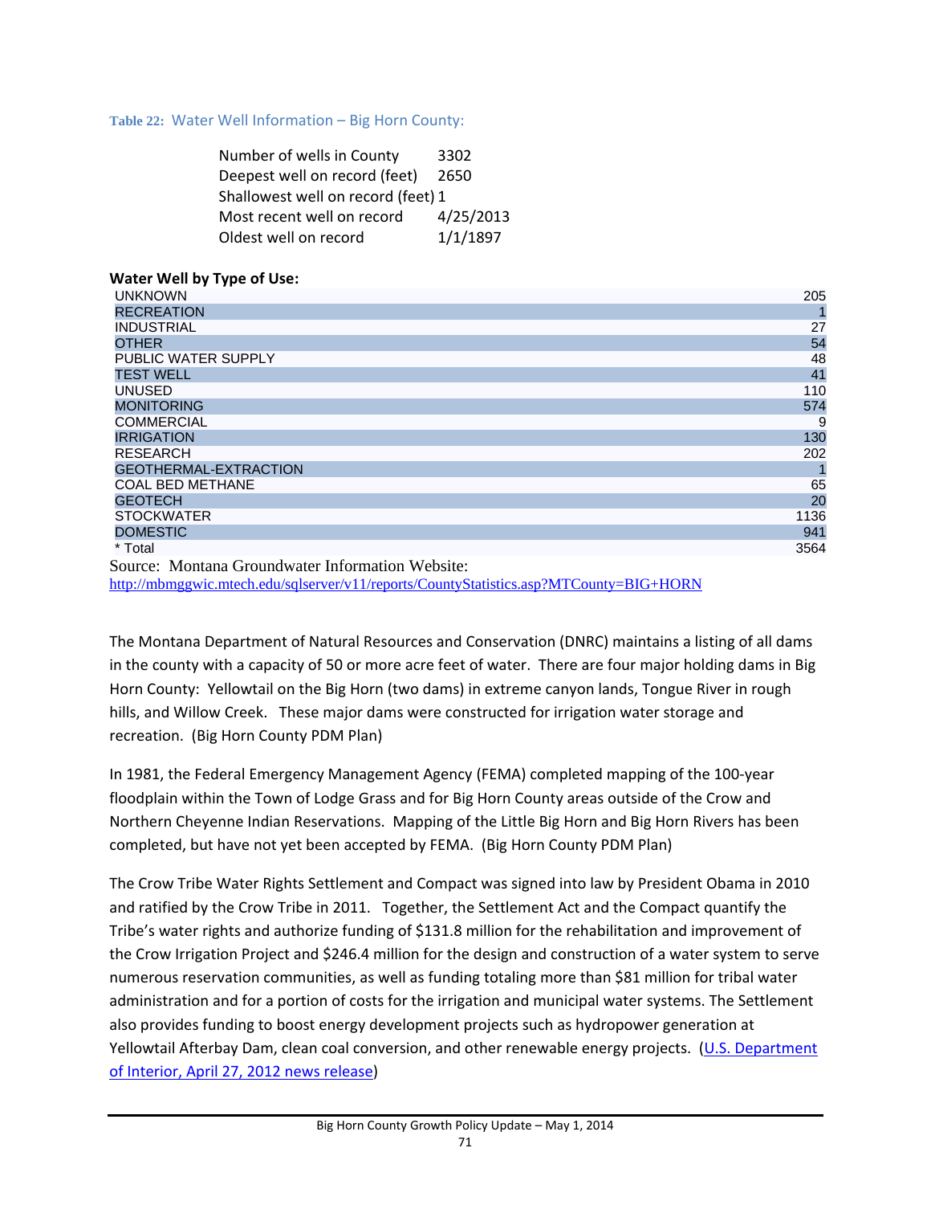**Table 22:** Water Well Information – Big Horn County:

| | |
|---|---|
| Number of wells in County | 3302 |
| Deepest well on record (feet) | 2650 |
| Shallowest well on record (feet) | 1 |
| Most recent well on record | 4/25/2013 |
| Oldest well on record | 1/1/1897 |

**Water Well by Type of Use:**

| Type of Use | Count |
|---|---|
| UNKNOWN | 205 |
| RECREATION | 1 |
| INDUSTRIAL | 27 |
| OTHER | 54 |
| PUBLIC WATER SUPPLY | 48 |
| TEST WELL | 41 |
| UNUSED | 110 |
| MONITORING | 574 |
| COMMERCIAL | 9 |
| IRRIGATION | 130 |
| RESEARCH | 202 |
| GEOTHERMAL-EXTRACTION | 1 |
| COAL BED METHANE | 65 |
| GEOTECH | 20 |
| STOCKWATER | 1136 |
| DOMESTIC | 941 |
| * Total | 3564 |

Source: Montana Groundwater Information Website:
http://mbmggwic.mtech.edu/sqlserver/v11/reports/CountyStatistics.asp?MTCounty=BIG+HORN

The Montana Department of Natural Resources and Conservation (DNRC) maintains a listing of all dams in the county with a capacity of 50 or more acre feet of water. There are four major holding dams in Big Horn County: Yellowtail on the Big Horn (two dams) in extreme canyon lands, Tongue River in rough hills, and Willow Creek. These major dams were constructed for irrigation water storage and recreation. (Big Horn County PDM Plan)

In 1981, the Federal Emergency Management Agency (FEMA) completed mapping of the 100-year floodplain within the Town of Lodge Grass and for Big Horn County areas outside of the Crow and Northern Cheyenne Indian Reservations. Mapping of the Little Big Horn and Big Horn Rivers has been completed, but have not yet been accepted by FEMA. (Big Horn County PDM Plan)

The Crow Tribe Water Rights Settlement and Compact was signed into law by President Obama in 2010 and ratified by the Crow Tribe in 2011. Together, the Settlement Act and the Compact quantify the Tribe's water rights and authorize funding of $131.8 million for the rehabilitation and improvement of the Crow Irrigation Project and $246.4 million for the design and construction of a water system to serve numerous reservation communities, as well as funding totaling more than $81 million for tribal water administration and for a portion of costs for the irrigation and municipal water systems. The Settlement also provides funding to boost energy development projects such as hydropower generation at Yellowtail Afterbay Dam, clean coal conversion, and other renewable energy projects. (U.S. Department of Interior, April 27, 2012 news release)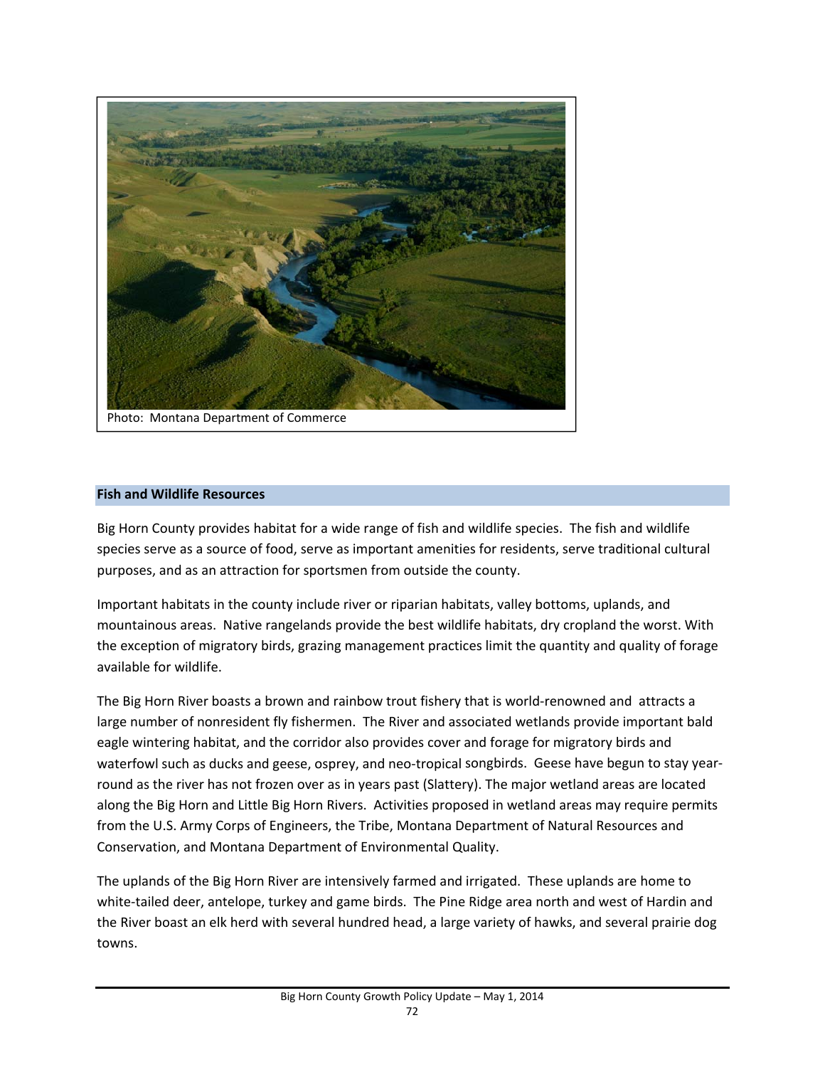Photo: Montana Department of Commerce

## Fish and Wildlife Resources

Big Horn County provides habitat for a wide range of fish and wildlife species. The fish and wildlife species serve as a source of food, serve as important amenities for residents, serve traditional cultural purposes, and as an attraction for sportsmen from outside the county.

Important habitats in the county include river or riparian habitats, valley bottoms, uplands, and mountainous areas. Native rangelands provide the best wildlife habitats, dry cropland the worst. With the exception of migratory birds, grazing management practices limit the quantity and quality of forage available for wildlife.

The Big Horn River boasts a brown and rainbow trout fishery that is world-renowned and attracts a large number of nonresident fly fishermen. The River and associated wetlands provide important bald eagle wintering habitat, and the corridor also provides cover and forage for migratory birds and waterfowl such as ducks and geese, osprey, and neo-tropical songbirds. Geese have begun to stay year-round as the river has not frozen over as in years past (Slattery). The major wetland areas are located along the Big Horn and Little Big Horn Rivers. Activities proposed in wetland areas may require permits from the U.S. Army Corps of Engineers, the Tribe, Montana Department of Natural Resources and Conservation, and Montana Department of Environmental Quality.

The uplands of the Big Horn River are intensively farmed and irrigated. These uplands are home to white-tailed deer, antelope, turkey and game birds. The Pine Ridge area north and west of Hardin and the River boast an elk herd with several hundred head, a large variety of hawks, and several prairie dog towns.